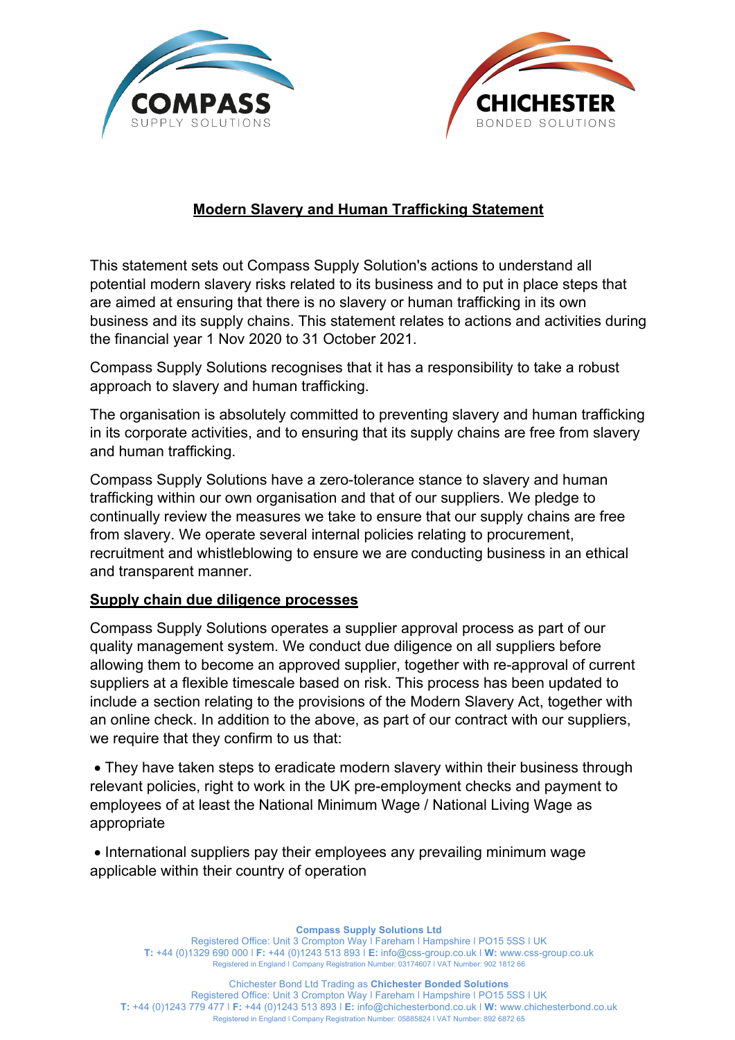## Modern Slavery and Human Trafficking Statement

This statement sets out Compass Supply Solution's actions to understand all potential modern slavery risks related to its business and to put in place steps that are aimed at ensuring that there is no slavery or human trafficking in its own business and its supply chains. This statement relates to actions and activities during the financial year 1 Nov 2020 to 31 October 2021.

Compass Supply Solutions recognises that it has a responsibility to take a robust approach to slavery and human trafficking.

The organisation is absolutely committed to preventing slavery and human trafficking in its corporate activities, and to ensuring that its supply chains are free from slavery and human trafficking.

Compass Supply Solutions have a zero-tolerance stance to slavery and human trafficking within our own organisation and that of our suppliers. We pledge to continually review the measures we take to ensure that our supply chains are free from slavery. We operate several internal policies relating to procurement, recruitment and whistleblowing to ensure we are conducting business in an ethical and transparent manner.

### Supply chain due diligence processes

Compass Supply Solutions operates a supplier approval process as part of our quality management system. We conduct due diligence on all suppliers before allowing them to become an approved supplier, together with re-approval of current suppliers at a flexible timescale based on risk. This process has been updated to include a section relating to the provisions of the Modern Slavery Act, together with an online check. In addition to the above, as part of our contract with our suppliers, we require that they confirm to us that:

- They have taken steps to eradicate modern slavery within their business through relevant policies, right to work in the UK pre-employment checks and payment to employees of at least the National Minimum Wage / National Living Wage as appropriate
- International suppliers pay their employees any prevailing minimum wage applicable within their country of operation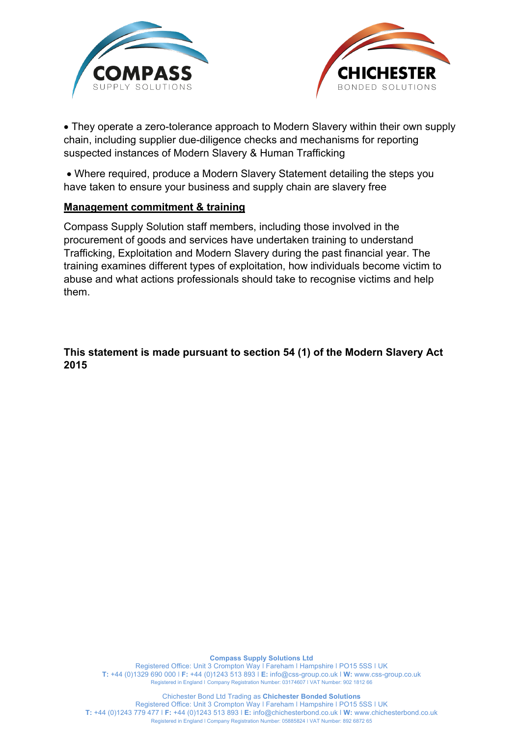- They operate a zero-tolerance approach to Modern Slavery within their own supply chain, including supplier due-diligence checks and mechanisms for reporting suspected instances of Modern Slavery & Human Trafficking

- Where required, produce a Modern Slavery Statement detailing the steps you have taken to ensure your business and supply chain are slavery free

## Management commitment & training

Compass Supply Solution staff members, including those involved in the procurement of goods and services have undertaken training to understand Trafficking, Exploitation and Modern Slavery during the past financial year. The training examines different types of exploitation, how individuals become victim to abuse and what actions professionals should take to recognise victims and help them.

**This statement is made pursuant to section 54 (1) of the Modern Slavery Act 2015**